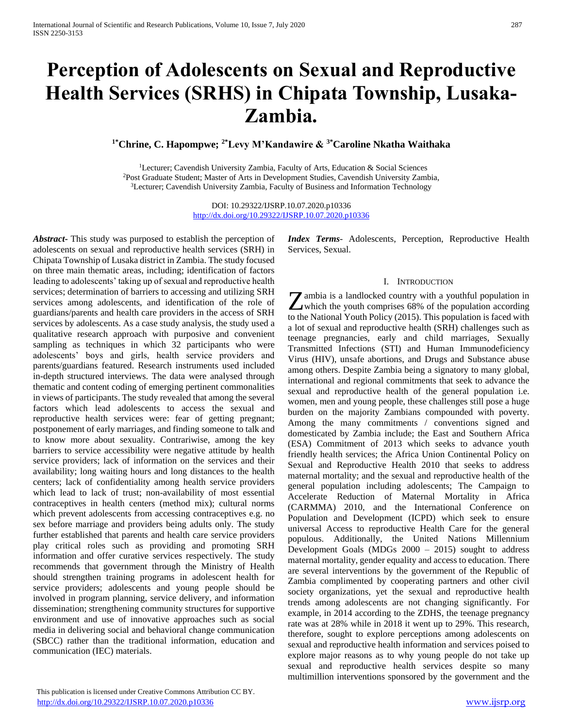# Perception of Adolescents on Sexual and Reproductive Health Services (SRHS) in Chipata Township, Lusaka-Zambia.

**[1*]Chrine, C. Hapompwe; [2*]Levy M'Kandawire & [3*]Caroline Nkatha Waithaka**

[1]Lecturer; Cavendish University Zambia, Faculty of Arts, Education & Social Sciences
[2]Post Graduate Student; Master of Arts in Development Studies, Cavendish University Zambia,
[3]Lecturer; Cavendish University Zambia, Faculty of Business and Information Technology

DOI: 10.29322/IJSRP.10.07.2020.p10336
http://dx.doi.org/10.29322/IJSRP.10.07.2020.p10336

***Abstract***- This study was purposed to establish the perception of adolescents on sexual and reproductive health services (SRH) in Chipata Township of Lusaka district in Zambia. The study focused on three main thematic areas, including; identification of factors leading to adolescents' taking up of sexual and reproductive health services; determination of barriers to accessing and utilizing SRH services among adolescents, and identification of the role of guardians/parents and health care providers in the access of SRH services by adolescents. As a case study analysis, the study used a qualitative research approach with purposive and convenient sampling as techniques in which 32 participants who were adolescents' boys and girls, health service providers and parents/guardians featured. Research instruments used included in-depth structured interviews. The data were analysed through thematic and content coding of emerging pertinent commonalities in views of participants. The study revealed that among the several factors which lead adolescents to access the sexual and reproductive health services were: fear of getting pregnant; postponement of early marriages, and finding someone to talk and to know more about sexuality. Contrariwise, among the key barriers to service accessibility were negative attitude by health service providers; lack of information on the services and their availability; long waiting hours and long distances to the health centers; lack of confidentiality among health service providers which lead to lack of trust; non-availability of most essential contraceptives in health centers (method mix); cultural norms which prevent adolescents from accessing contraceptives e.g. no sex before marriage and providers being adults only. The study further established that parents and health care service providers play critical roles such as providing and promoting SRH information and offer curative services respectively. The study recommends that government through the Ministry of Health should strengthen training programs in adolescent health for service providers; adolescents and young people should be involved in program planning, service delivery, and information dissemination; strengthening community structures for supportive environment and use of innovative approaches such as social media in delivering social and behavioral change communication (SBCC) rather than the traditional information, education and communication (IEC) materials.

***Index Terms***- Adolescents, Perception, Reproductive Health Services, Sexual.

## I. Introduction

Zambia is a landlocked country with a youthful population in which the youth comprises 68% of the population according to the National Youth Policy (2015). This population is faced with a lot of sexual and reproductive health (SRH) challenges such as teenage pregnancies, early and child marriages, Sexually Transmitted Infections (STI) and Human Immunodeficiency Virus (HIV), unsafe abortions, and Drugs and Substance abuse among others. Despite Zambia being a signatory to many global, international and regional commitments that seek to advance the sexual and reproductive health of the general population i.e. women, men and young people, these challenges still pose a huge burden on the majority Zambians compounded with poverty. Among the many commitments / conventions signed and domesticated by Zambia include; the East and Southern Africa (ESA) Commitment of 2013 which seeks to advance youth friendly health services; the Africa Union Continental Policy on Sexual and Reproductive Health 2010 that seeks to address maternal mortality; and the sexual and reproductive health of the general population including adolescents; The Campaign to Accelerate Reduction of Maternal Mortality in Africa (CARMMA) 2010, and the International Conference on Population and Development (ICPD) which seek to ensure universal Access to reproductive Health Care for the general populous. Additionally, the United Nations Millennium Development Goals (MDGs 2000 – 2015) sought to address maternal mortality, gender equality and access to education. There are several interventions by the government of the Republic of Zambia complimented by cooperating partners and other civil society organizations, yet the sexual and reproductive health trends among adolescents are not changing significantly. For example, in 2014 according to the ZDHS, the teenage pregnancy rate was at 28% while in 2018 it went up to 29%. This research, therefore, sought to explore perceptions among adolescents on sexual and reproductive health information and services poised to explore major reasons as to why young people do not take up sexual and reproductive health services despite so many multimillion interventions sponsored by the government and the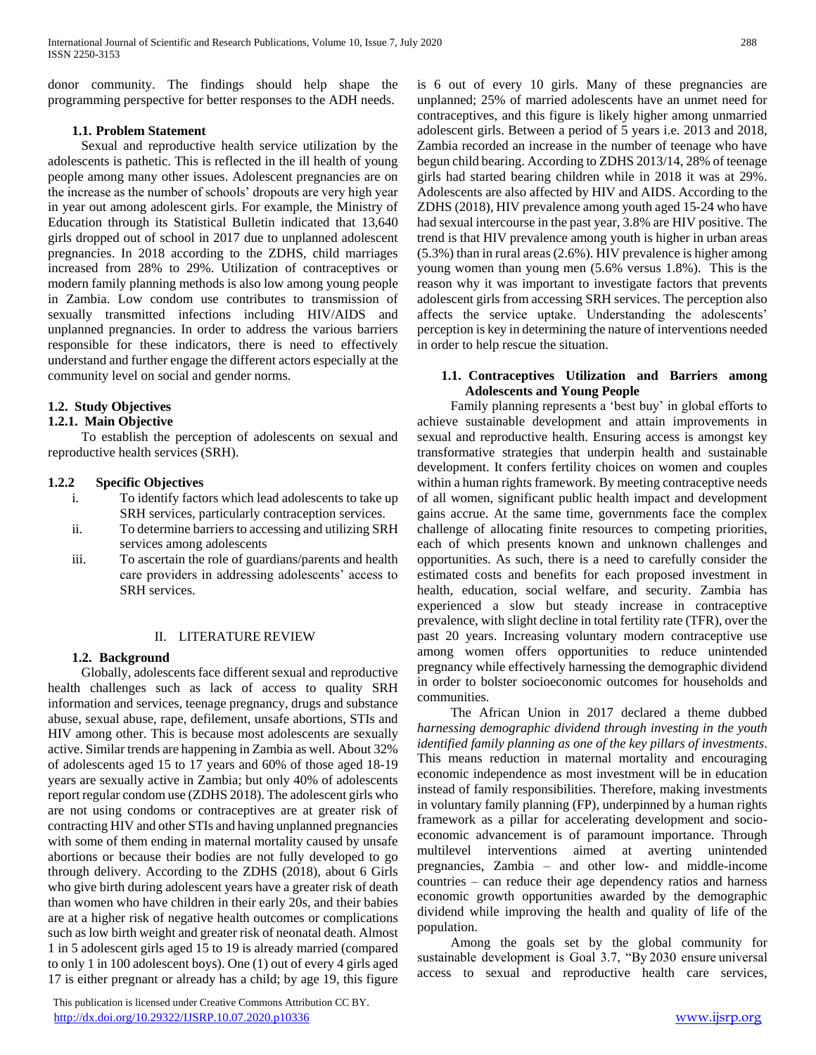donor community. The findings should help shape the programming perspective for better responses to the ADH needs.

### 1.1. Problem Statement

Sexual and reproductive health service utilization by the adolescents is pathetic. This is reflected in the ill health of young people among many other issues. Adolescent pregnancies are on the increase as the number of schools' dropouts are very high year in year out among adolescent girls. For example, the Ministry of Education through its Statistical Bulletin indicated that 13,640 girls dropped out of school in 2017 due to unplanned adolescent pregnancies. In 2018 according to the ZDHS, child marriages increased from 28% to 29%. Utilization of contraceptives or modern family planning methods is also low among young people in Zambia. Low condom use contributes to transmission of sexually transmitted infections including HIV/AIDS and unplanned pregnancies. In order to address the various barriers responsible for these indicators, there is need to effectively understand and further engage the different actors especially at the community level on social and gender norms.

### 1.2. Study Objectives

#### 1.2.1. Main Objective

To establish the perception of adolescents on sexual and reproductive health services (SRH).

#### 1.2.2 Specific Objectives

i. To identify factors which lead adolescents to take up SRH services, particularly contraception services.
ii. To determine barriers to accessing and utilizing SRH services among adolescents
iii. To ascertain the role of guardians/parents and health care providers in addressing adolescents' access to SRH services.

## II. LITERATURE REVIEW

### 1.2. Background

Globally, adolescents face different sexual and reproductive health challenges such as lack of access to quality SRH information and services, teenage pregnancy, drugs and substance abuse, sexual abuse, rape, defilement, unsafe abortions, STIs and HIV among other. This is because most adolescents are sexually active. Similar trends are happening in Zambia as well. About 32% of adolescents aged 15 to 17 years and 60% of those aged 18-19 years are sexually active in Zambia; but only 40% of adolescents report regular condom use (ZDHS 2018). The adolescent girls who are not using condoms or contraceptives are at greater risk of contracting HIV and other STIs and having unplanned pregnancies with some of them ending in maternal mortality caused by unsafe abortions or because their bodies are not fully developed to go through delivery. According to the ZDHS (2018), about 6 Girls who give birth during adolescent years have a greater risk of death than women who have children in their early 20s, and their babies are at a higher risk of negative health outcomes or complications such as low birth weight and greater risk of neonatal death. Almost 1 in 5 adolescent girls aged 15 to 19 is already married (compared to only 1 in 100 adolescent boys). One (1) out of every 4 girls aged 17 is either pregnant or already has a child; by age 19, this figure is 6 out of every 10 girls. Many of these pregnancies are unplanned; 25% of married adolescents have an unmet need for contraceptives, and this figure is likely higher among unmarried adolescent girls. Between a period of 5 years i.e. 2013 and 2018, Zambia recorded an increase in the number of teenage who have begun child bearing. According to ZDHS 2013/14, 28% of teenage girls had started bearing children while in 2018 it was at 29%. Adolescents are also affected by HIV and AIDS. According to the ZDHS (2018), HIV prevalence among youth aged 15-24 who have had sexual intercourse in the past year, 3.8% are HIV positive. The trend is that HIV prevalence among youth is higher in urban areas (5.3%) than in rural areas (2.6%). HIV prevalence is higher among young women than young men (5.6% versus 1.8%). This is the reason why it was important to investigate factors that prevents adolescent girls from accessing SRH services. The perception also affects the service uptake. Understanding the adolescents' perception is key in determining the nature of interventions needed in order to help rescue the situation.

### 1.1. Contraceptives Utilization and Barriers among Adolescents and Young People

Family planning represents a 'best buy' in global efforts to achieve sustainable development and attain improvements in sexual and reproductive health. Ensuring access is amongst key transformative strategies that underpin health and sustainable development. It confers fertility choices on women and couples within a human rights framework. By meeting contraceptive needs of all women, significant public health impact and development gains accrue. At the same time, governments face the complex challenge of allocating finite resources to competing priorities, each of which presents known and unknown challenges and opportunities. As such, there is a need to carefully consider the estimated costs and benefits for each proposed investment in health, education, social welfare, and security. Zambia has experienced a slow but steady increase in contraceptive prevalence, with slight decline in total fertility rate (TFR), over the past 20 years. Increasing voluntary modern contraceptive use among women offers opportunities to reduce unintended pregnancy while effectively harnessing the demographic dividend in order to bolster socioeconomic outcomes for households and communities.

The African Union in 2017 declared a theme dubbed *harnessing demographic dividend through investing in the youth identified family planning as one of the key pillars of investments*. This means reduction in maternal mortality and encouraging economic independence as most investment will be in education instead of family responsibilities. Therefore, making investments in voluntary family planning (FP), underpinned by a human rights framework as a pillar for accelerating development and socio-economic advancement is of paramount importance. Through multilevel interventions aimed at averting unintended pregnancies, Zambia – and other low- and middle-income countries – can reduce their age dependency ratios and harness economic growth opportunities awarded by the demographic dividend while improving the health and quality of life of the population.

Among the goals set by the global community for sustainable development is Goal 3.7, "By 2030 ensure universal access to sexual and reproductive health care services,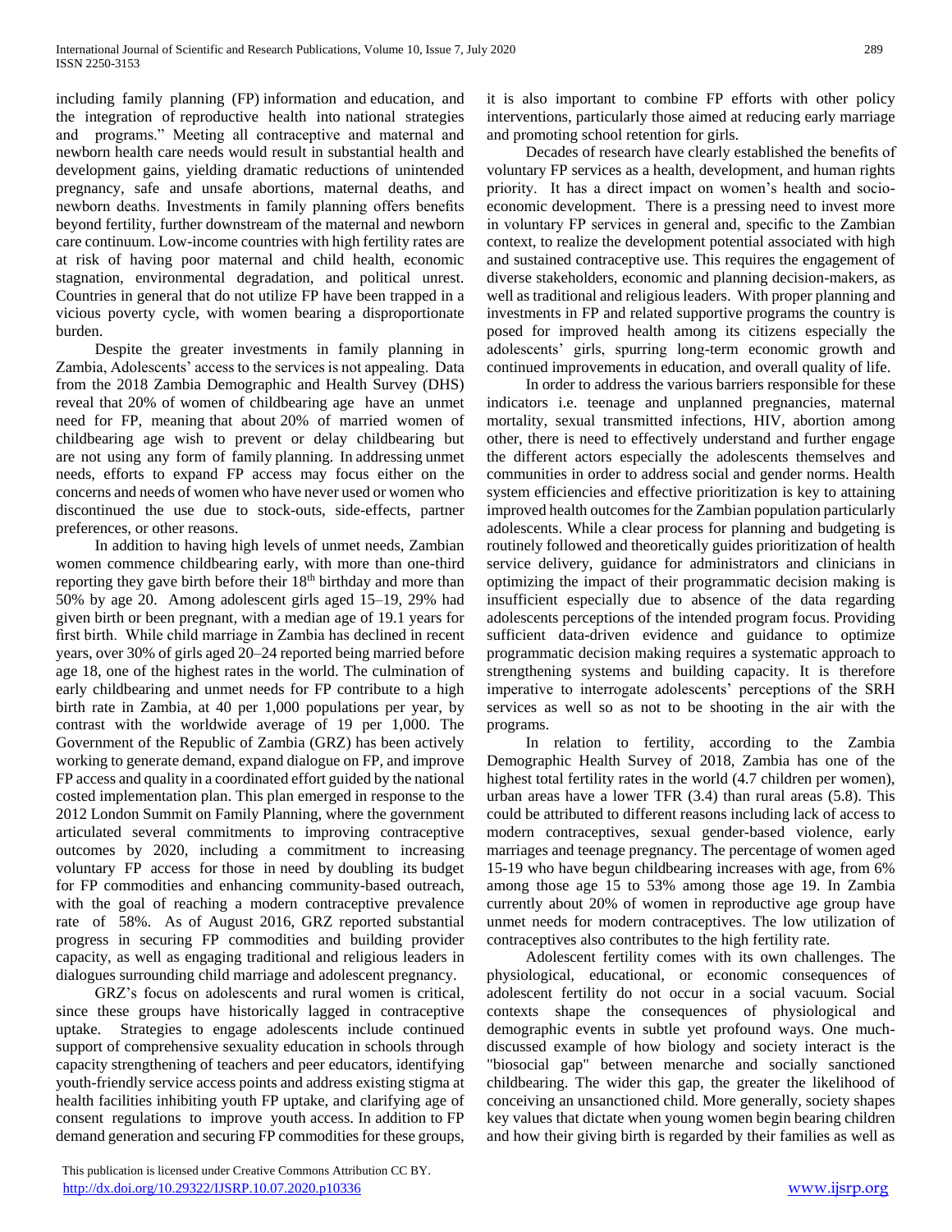including family planning (FP) information and education, and the integration of reproductive health into national strategies and programs." Meeting all contraceptive and maternal and newborn health care needs would result in substantial health and development gains, yielding dramatic reductions of unintended pregnancy, safe and unsafe abortions, maternal deaths, and newborn deaths. Investments in family planning offers benefits beyond fertility, further downstream of the maternal and newborn care continuum. Low-income countries with high fertility rates are at risk of having poor maternal and child health, economic stagnation, environmental degradation, and political unrest. Countries in general that do not utilize FP have been trapped in a vicious poverty cycle, with women bearing a disproportionate burden.

Despite the greater investments in family planning in Zambia, Adolescents' access to the services is not appealing. Data from the 2018 Zambia Demographic and Health Survey (DHS) reveal that 20% of women of childbearing age have an unmet need for FP, meaning that about 20% of married women of childbearing age wish to prevent or delay childbearing but are not using any form of family planning. In addressing unmet needs, efforts to expand FP access may focus either on the concerns and needs of women who have never used or women who discontinued the use due to stock-outs, side-effects, partner preferences, or other reasons.

In addition to having high levels of unmet needs, Zambian women commence childbearing early, with more than one-third reporting they gave birth before their 18th birthday and more than 50% by age 20. Among adolescent girls aged 15–19, 29% had given birth or been pregnant, with a median age of 19.1 years for first birth. While child marriage in Zambia has declined in recent years, over 30% of girls aged 20–24 reported being married before age 18, one of the highest rates in the world. The culmination of early childbearing and unmet needs for FP contribute to a high birth rate in Zambia, at 40 per 1,000 populations per year, by contrast with the worldwide average of 19 per 1,000. The Government of the Republic of Zambia (GRZ) has been actively working to generate demand, expand dialogue on FP, and improve FP access and quality in a coordinated effort guided by the national costed implementation plan. This plan emerged in response to the 2012 London Summit on Family Planning, where the government articulated several commitments to improving contraceptive outcomes by 2020, including a commitment to increasing voluntary FP access for those in need by doubling its budget for FP commodities and enhancing community-based outreach, with the goal of reaching a modern contraceptive prevalence rate of 58%. As of August 2016, GRZ reported substantial progress in securing FP commodities and building provider capacity, as well as engaging traditional and religious leaders in dialogues surrounding child marriage and adolescent pregnancy.

GRZ's focus on adolescents and rural women is critical, since these groups have historically lagged in contraceptive uptake. Strategies to engage adolescents include continued support of comprehensive sexuality education in schools through capacity strengthening of teachers and peer educators, identifying youth-friendly service access points and address existing stigma at health facilities inhibiting youth FP uptake, and clarifying age of consent regulations to improve youth access. In addition to FP demand generation and securing FP commodities for these groups, it is also important to combine FP efforts with other policy interventions, particularly those aimed at reducing early marriage and promoting school retention for girls.

Decades of research have clearly established the benefits of voluntary FP services as a health, development, and human rights priority. It has a direct impact on women's health and socio-economic development. There is a pressing need to invest more in voluntary FP services in general and, specific to the Zambian context, to realize the development potential associated with high and sustained contraceptive use. This requires the engagement of diverse stakeholders, economic and planning decision-makers, as well as traditional and religious leaders. With proper planning and investments in FP and related supportive programs the country is posed for improved health among its citizens especially the adolescents' girls, spurring long-term economic growth and continued improvements in education, and overall quality of life.

In order to address the various barriers responsible for these indicators i.e. teenage and unplanned pregnancies, maternal mortality, sexual transmitted infections, HIV, abortion among other, there is need to effectively understand and further engage the different actors especially the adolescents themselves and communities in order to address social and gender norms. Health system efficiencies and effective prioritization is key to attaining improved health outcomes for the Zambian population particularly adolescents. While a clear process for planning and budgeting is routinely followed and theoretically guides prioritization of health service delivery, guidance for administrators and clinicians in optimizing the impact of their programmatic decision making is insufficient especially due to absence of the data regarding adolescents perceptions of the intended program focus. Providing sufficient data-driven evidence and guidance to optimize programmatic decision making requires a systematic approach to strengthening systems and building capacity. It is therefore imperative to interrogate adolescents' perceptions of the SRH services as well so as not to be shooting in the air with the programs.

In relation to fertility, according to the Zambia Demographic Health Survey of 2018, Zambia has one of the highest total fertility rates in the world (4.7 children per women), urban areas have a lower TFR (3.4) than rural areas (5.8). This could be attributed to different reasons including lack of access to modern contraceptives, sexual gender-based violence, early marriages and teenage pregnancy. The percentage of women aged 15-19 who have begun childbearing increases with age, from 6% among those age 15 to 53% among those age 19. In Zambia currently about 20% of women in reproductive age group have unmet needs for modern contraceptives. The low utilization of contraceptives also contributes to the high fertility rate.

Adolescent fertility comes with its own challenges. The physiological, educational, or economic consequences of adolescent fertility do not occur in a social vacuum. Social contexts shape the consequences of physiological and demographic events in subtle yet profound ways. One much-discussed example of how biology and society interact is the "biosocial gap" between menarche and socially sanctioned childbearing. The wider this gap, the greater the likelihood of conceiving an unsanctioned child. More generally, society shapes key values that dictate when young women begin bearing children and how their giving birth is regarded by their families as well as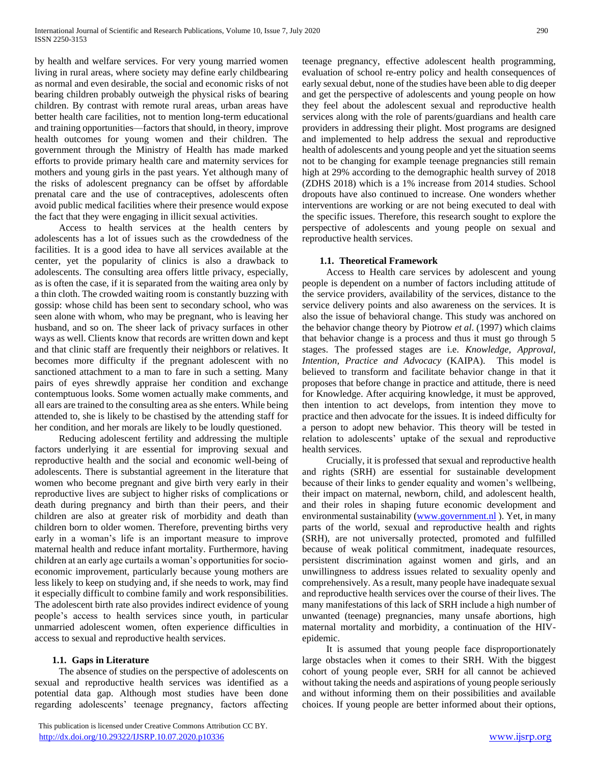by health and welfare services. For very young married women living in rural areas, where society may define early childbearing as normal and even desirable, the social and economic risks of not bearing children probably outweigh the physical risks of bearing children. By contrast with remote rural areas, urban areas have better health care facilities, not to mention long-term educational and training opportunities—factors that should, in theory, improve health outcomes for young women and their children. The government through the Ministry of Health has made marked efforts to provide primary health care and maternity services for mothers and young girls in the past years. Yet although many of the risks of adolescent pregnancy can be offset by affordable prenatal care and the use of contraceptives, adolescents often avoid public medical facilities where their presence would expose the fact that they were engaging in illicit sexual activities.

Access to health services at the health centers by adolescents has a lot of issues such as the crowdedness of the facilities. It is a good idea to have all services available at the center, yet the popularity of clinics is also a drawback to adolescents. The consulting area offers little privacy, especially, as is often the case, if it is separated from the waiting area only by a thin cloth. The crowded waiting room is constantly buzzing with gossip: whose child has been sent to secondary school, who was seen alone with whom, who may be pregnant, who is leaving her husband, and so on. The sheer lack of privacy surfaces in other ways as well. Clients know that records are written down and kept and that clinic staff are frequently their neighbors or relatives. It becomes more difficulty if the pregnant adolescent with no sanctioned attachment to a man to fare in such a setting. Many pairs of eyes shrewdly appraise her condition and exchange contemptuous looks. Some women actually make comments, and all ears are trained to the consulting area as she enters. While being attended to, she is likely to be chastised by the attending staff for her condition, and her morals are likely to be loudly questioned.

Reducing adolescent fertility and addressing the multiple factors underlying it are essential for improving sexual and reproductive health and the social and economic well-being of adolescents. There is substantial agreement in the literature that women who become pregnant and give birth very early in their reproductive lives are subject to higher risks of complications or death during pregnancy and birth than their peers, and their children are also at greater risk of morbidity and death than children born to older women. Therefore, preventing births very early in a woman's life is an important measure to improve maternal health and reduce infant mortality. Furthermore, having children at an early age curtails a woman's opportunities for socio-economic improvement, particularly because young mothers are less likely to keep on studying and, if she needs to work, may find it especially difficult to combine family and work responsibilities. The adolescent birth rate also provides indirect evidence of young people's access to health services since youth, in particular unmarried adolescent women, often experience difficulties in access to sexual and reproductive health services.

### 1.1. Gaps in Literature

The absence of studies on the perspective of adolescents on sexual and reproductive health services was identified as a potential data gap. Although most studies have been done regarding adolescents' teenage pregnancy, factors affecting teenage pregnancy, effective adolescent health programming, evaluation of school re-entry policy and health consequences of early sexual debut, none of the studies have been able to dig deeper and get the perspective of adolescents and young people on how they feel about the adolescent sexual and reproductive health services along with the role of parents/guardians and health care providers in addressing their plight. Most programs are designed and implemented to help address the sexual and reproductive health of adolescents and young people and yet the situation seems not to be changing for example teenage pregnancies still remain high at 29% according to the demographic health survey of 2018 (ZDHS 2018) which is a 1% increase from 2014 studies. School dropouts have also continued to increase. One wonders whether interventions are working or are not being executed to deal with the specific issues. Therefore, this research sought to explore the perspective of adolescents and young people on sexual and reproductive health services.

### 1.1. Theoretical Framework

Access to Health care services by adolescent and young people is dependent on a number of factors including attitude of the service providers, availability of the services, distance to the service delivery points and also awareness on the services. It is also the issue of behavioral change. This study was anchored on the behavior change theory by Piotrow *et al*. (1997) which claims that behavior change is a process and thus it must go through 5 stages. The professed stages are i.e. *Knowledge, Approval, Intention, Practice and Advocacy* (KAIPA). This model is believed to transform and facilitate behavior change in that it proposes that before change in practice and attitude, there is need for Knowledge. After acquiring knowledge, it must be approved, then intention to act develops, from intention they move to practice and then advocate for the issues. It is indeed difficulty for a person to adopt new behavior. This theory will be tested in relation to adolescents' uptake of the sexual and reproductive health services.

Crucially, it is professed that sexual and reproductive health and rights (SRH) are essential for sustainable development because of their links to gender equality and women's wellbeing, their impact on maternal, newborn, child, and adolescent health, and their roles in shaping future economic development and environmental sustainability (www.government.nl ). Yet, in many parts of the world, sexual and reproductive health and rights (SRH), are not universally protected, promoted and fulfilled because of weak political commitment, inadequate resources, persistent discrimination against women and girls, and an unwillingness to address issues related to sexuality openly and comprehensively. As a result, many people have inadequate sexual and reproductive health services over the course of their lives. The many manifestations of this lack of SRH include a high number of unwanted (teenage) pregnancies, many unsafe abortions, high maternal mortality and morbidity, a continuation of the HIV-epidemic.

It is assumed that young people face disproportionately large obstacles when it comes to their SRH. With the biggest cohort of young people ever, SRH for all cannot be achieved without taking the needs and aspirations of young people seriously and without informing them on their possibilities and available choices. If young people are better informed about their options,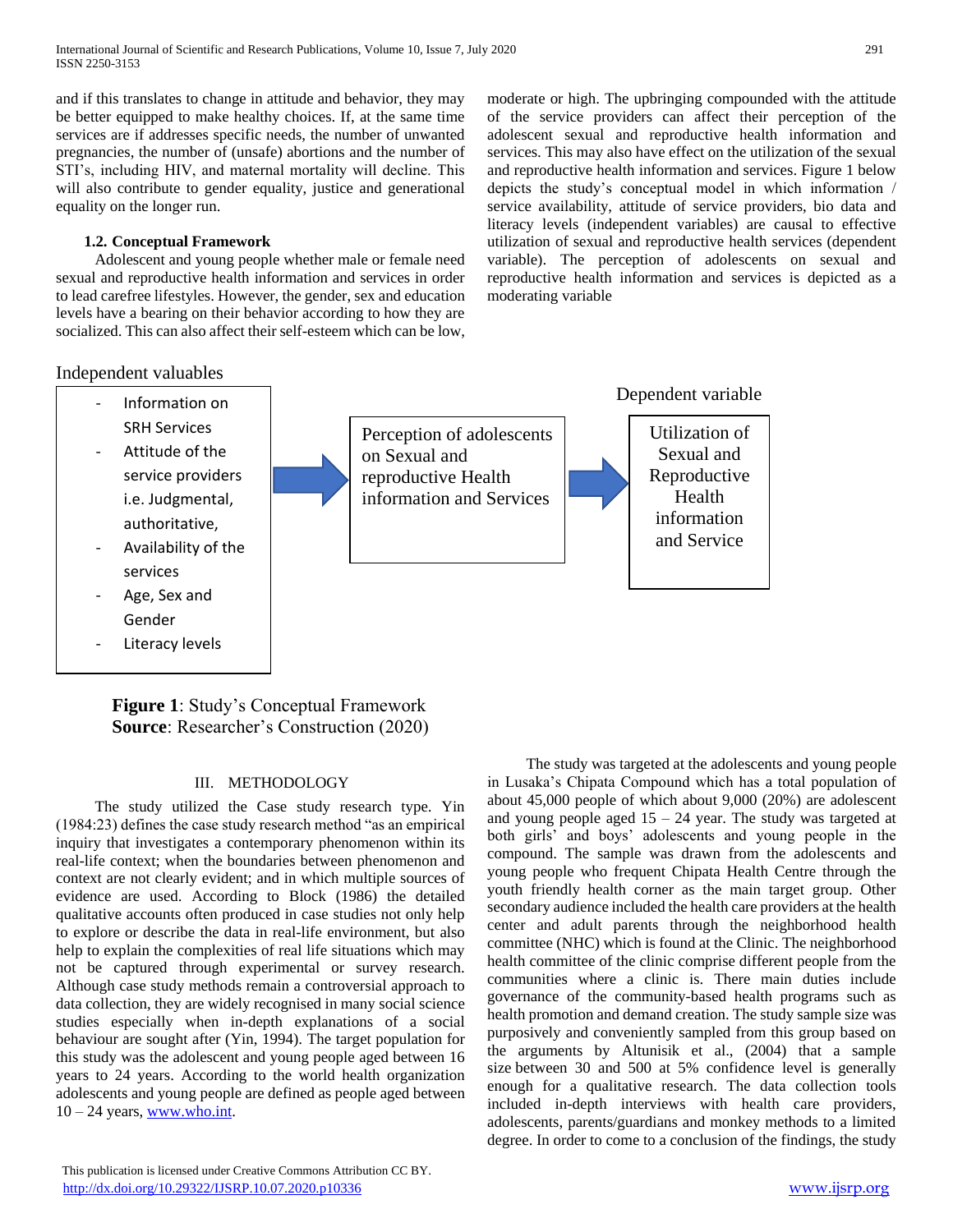and if this translates to change in attitude and behavior, they may be better equipped to make healthy choices. If, at the same time services are if addresses specific needs, the number of unwanted pregnancies, the number of (unsafe) abortions and the number of STI's, including HIV, and maternal mortality will decline. This will also contribute to gender equality, justice and generational equality on the longer run.

### 1.2. Conceptual Framework

Adolescent and young people whether male or female need sexual and reproductive health information and services in order to lead carefree lifestyles. However, the gender, sex and education levels have a bearing on their behavior according to how they are socialized. This can also affect their self-esteem which can be low, moderate or high. The upbringing compounded with the attitude of the service providers can affect their perception of the adolescent sexual and reproductive health information and services. This may also have effect on the utilization of the sexual and reproductive health information and services. Figure 1 below depicts the study's conceptual model in which information / service availability, attitude of service providers, bio data and literacy levels (independent variables) are causal to effective utilization of sexual and reproductive health services (dependent variable). The perception of adolescents on sexual and reproductive health information and services is depicted as a moderating variable

Independent valuables

- Information on SRH Services
- Attitude of the service providers i.e. Judgmental, authoritative,
- Availability of the services
- Age, Sex and Gender
- Literacy levels

Perception of adolescents on Sexual and reproductive Health information and Services

Dependent variable

Utilization of Sexual and Reproductive Health information and Service

**Figure 1**: Study's Conceptual Framework
**Source**: Researcher's Construction (2020)

## III. METHODOLOGY

The study utilized the Case study research type. Yin (1984:23) defines the case study research method "as an empirical inquiry that investigates a contemporary phenomenon within its real-life context; when the boundaries between phenomenon and context are not clearly evident; and in which multiple sources of evidence are used. According to Block (1986) the detailed qualitative accounts often produced in case studies not only help to explore or describe the data in real-life environment, but also help to explain the complexities of real life situations which may not be captured through experimental or survey research. Although case study methods remain a controversial approach to data collection, they are widely recognised in many social science studies especially when in-depth explanations of a social behaviour are sought after (Yin, 1994). The target population for this study was the adolescent and young people aged between 16 years to 24 years. According to the world health organization adolescents and young people are defined as people aged between 10 – 24 years, www.who.int.

The study was targeted at the adolescents and young people in Lusaka's Chipata Compound which has a total population of about 45,000 people of which about 9,000 (20%) are adolescent and young people aged 15 – 24 year. The study was targeted at both girls' and boys' adolescents and young people in the compound. The sample was drawn from the adolescents and young people who frequent Chipata Health Centre through the youth friendly health corner as the main target group. Other secondary audience included the health care providers at the health center and adult parents through the neighborhood health committee (NHC) which is found at the Clinic. The neighborhood health committee of the clinic comprise different people from the communities where a clinic is. There main duties include governance of the community-based health programs such as health promotion and demand creation. The study sample size was purposively and conveniently sampled from this group based on the arguments by Altunisik et al., (2004) that a sample size between 30 and 500 at 5% confidence level is generally enough for a qualitative research. The data collection tools included in-depth interviews with health care providers, adolescents, parents/guardians and monkey methods to a limited degree. In order to come to a conclusion of the findings, the study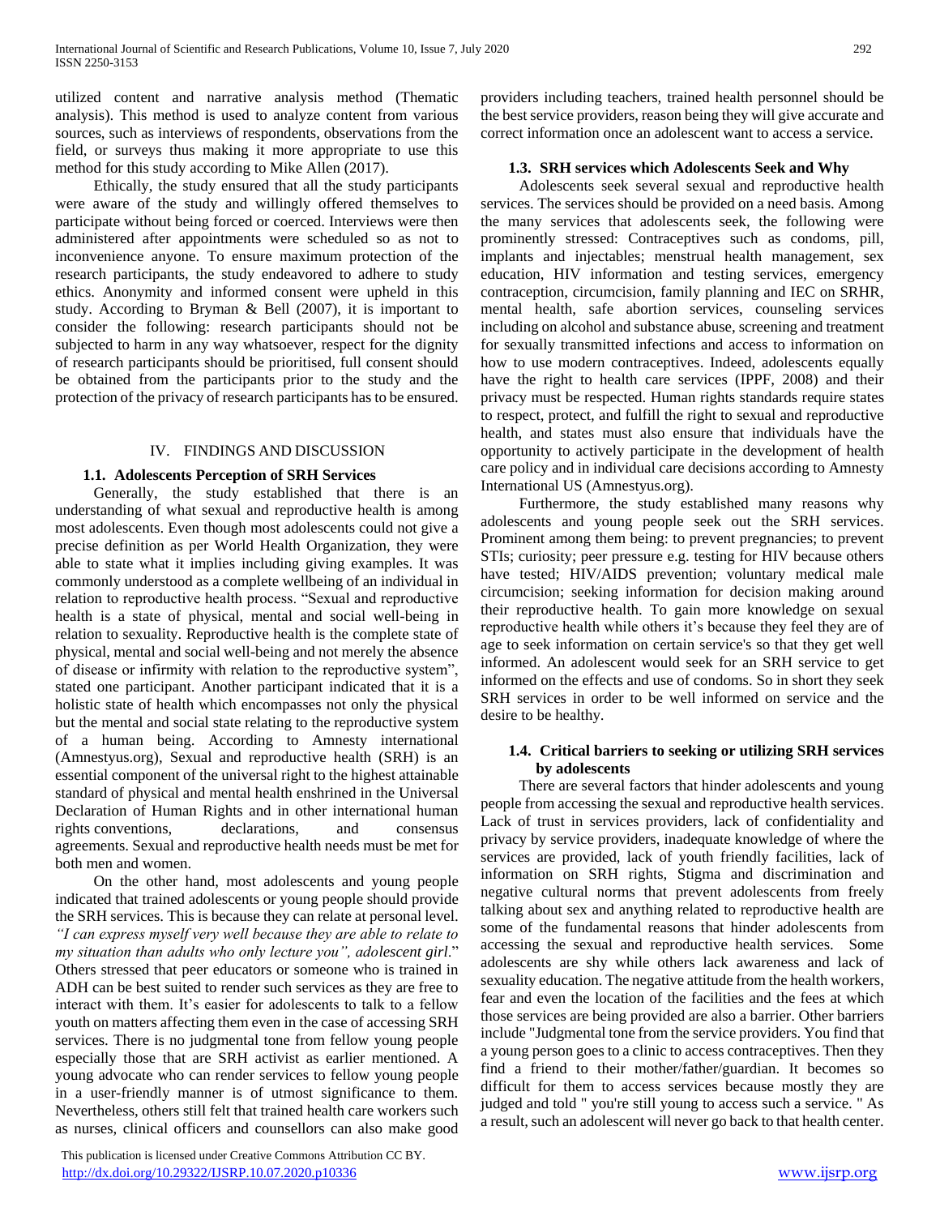utilized content and narrative analysis method (Thematic analysis). This method is used to analyze content from various sources, such as interviews of respondents, observations from the field, or surveys thus making it more appropriate to use this method for this study according to Mike Allen (2017).

Ethically, the study ensured that all the study participants were aware of the study and willingly offered themselves to participate without being forced or coerced. Interviews were then administered after appointments were scheduled so as not to inconvenience anyone. To ensure maximum protection of the research participants, the study endeavored to adhere to study ethics. Anonymity and informed consent were upheld in this study. According to Bryman & Bell (2007), it is important to consider the following: research participants should not be subjected to harm in any way whatsoever, respect for the dignity of research participants should be prioritised, full consent should be obtained from the participants prior to the study and the protection of the privacy of research participants has to be ensured.

## IV. FINDINGS AND DISCUSSION

### 1.1. Adolescents Perception of SRH Services

Generally, the study established that there is an understanding of what sexual and reproductive health is among most adolescents. Even though most adolescents could not give a precise definition as per World Health Organization, they were able to state what it implies including giving examples. It was commonly understood as a complete wellbeing of an individual in relation to reproductive health process. "Sexual and reproductive health is a state of physical, mental and social well-being in relation to sexuality. Reproductive health is the complete state of physical, mental and social well-being and not merely the absence of disease or infirmity with relation to the reproductive system", stated one participant. Another participant indicated that it is a holistic state of health which encompasses not only the physical but the mental and social state relating to the reproductive system of a human being. According to Amnesty international (Amnestyus.org), Sexual and reproductive health (SRH) is an essential component of the universal right to the highest attainable standard of physical and mental health enshrined in the Universal Declaration of Human Rights and in other international human rights conventions, declarations, and consensus agreements. Sexual and reproductive health needs must be met for both men and women.

On the other hand, most adolescents and young people indicated that trained adolescents or young people should provide the SRH services. This is because they can relate at personal level. *"I can express myself very well because they are able to relate to my situation than adults who only lecture you", adolescent girl*." Others stressed that peer educators or someone who is trained in ADH can be best suited to render such services as they are free to interact with them. It's easier for adolescents to talk to a fellow youth on matters affecting them even in the case of accessing SRH services. There is no judgmental tone from fellow young people especially those that are SRH activist as earlier mentioned. A young advocate who can render services to fellow young people in a user-friendly manner is of utmost significance to them. Nevertheless, others still felt that trained health care workers such as nurses, clinical officers and counsellors can also make good providers including teachers, trained health personnel should be the best service providers, reason being they will give accurate and correct information once an adolescent want to access a service.

### 1.3. SRH services which Adolescents Seek and Why

Adolescents seek several sexual and reproductive health services. The services should be provided on a need basis. Among the many services that adolescents seek, the following were prominently stressed: Contraceptives such as condoms, pill, implants and injectables; menstrual health management, sex education, HIV information and testing services, emergency contraception, circumcision, family planning and IEC on SRHR, mental health, safe abortion services, counseling services including on alcohol and substance abuse, screening and treatment for sexually transmitted infections and access to information on how to use modern contraceptives. Indeed, adolescents equally have the right to health care services (IPPF, 2008) and their privacy must be respected. Human rights standards require states to respect, protect, and fulfill the right to sexual and reproductive health, and states must also ensure that individuals have the opportunity to actively participate in the development of health care policy and in individual care decisions according to Amnesty International US (Amnestyus.org).

Furthermore, the study established many reasons why adolescents and young people seek out the SRH services. Prominent among them being: to prevent pregnancies; to prevent STIs; curiosity; peer pressure e.g. testing for HIV because others have tested; HIV/AIDS prevention; voluntary medical male circumcision; seeking information for decision making around their reproductive health. To gain more knowledge on sexual reproductive health while others it's because they feel they are of age to seek information on certain service's so that they get well informed. An adolescent would seek for an SRH service to get informed on the effects and use of condoms. So in short they seek SRH services in order to be well informed on service and the desire to be healthy.

### 1.4. Critical barriers to seeking or utilizing SRH services by adolescents

There are several factors that hinder adolescents and young people from accessing the sexual and reproductive health services. Lack of trust in services providers, lack of confidentiality and privacy by service providers, inadequate knowledge of where the services are provided, lack of youth friendly facilities, lack of information on SRH rights, Stigma and discrimination and negative cultural norms that prevent adolescents from freely talking about sex and anything related to reproductive health are some of the fundamental reasons that hinder adolescents from accessing the sexual and reproductive health services. Some adolescents are shy while others lack awareness and lack of sexuality education. The negative attitude from the health workers, fear and even the location of the facilities and the fees at which those services are being provided are also a barrier. Other barriers include "Judgmental tone from the service providers. You find that a young person goes to a clinic to access contraceptives. Then they find a friend to their mother/father/guardian. It becomes so difficult for them to access services because mostly they are judged and told " you're still young to access such a service. " As a result, such an adolescent will never go back to that health center.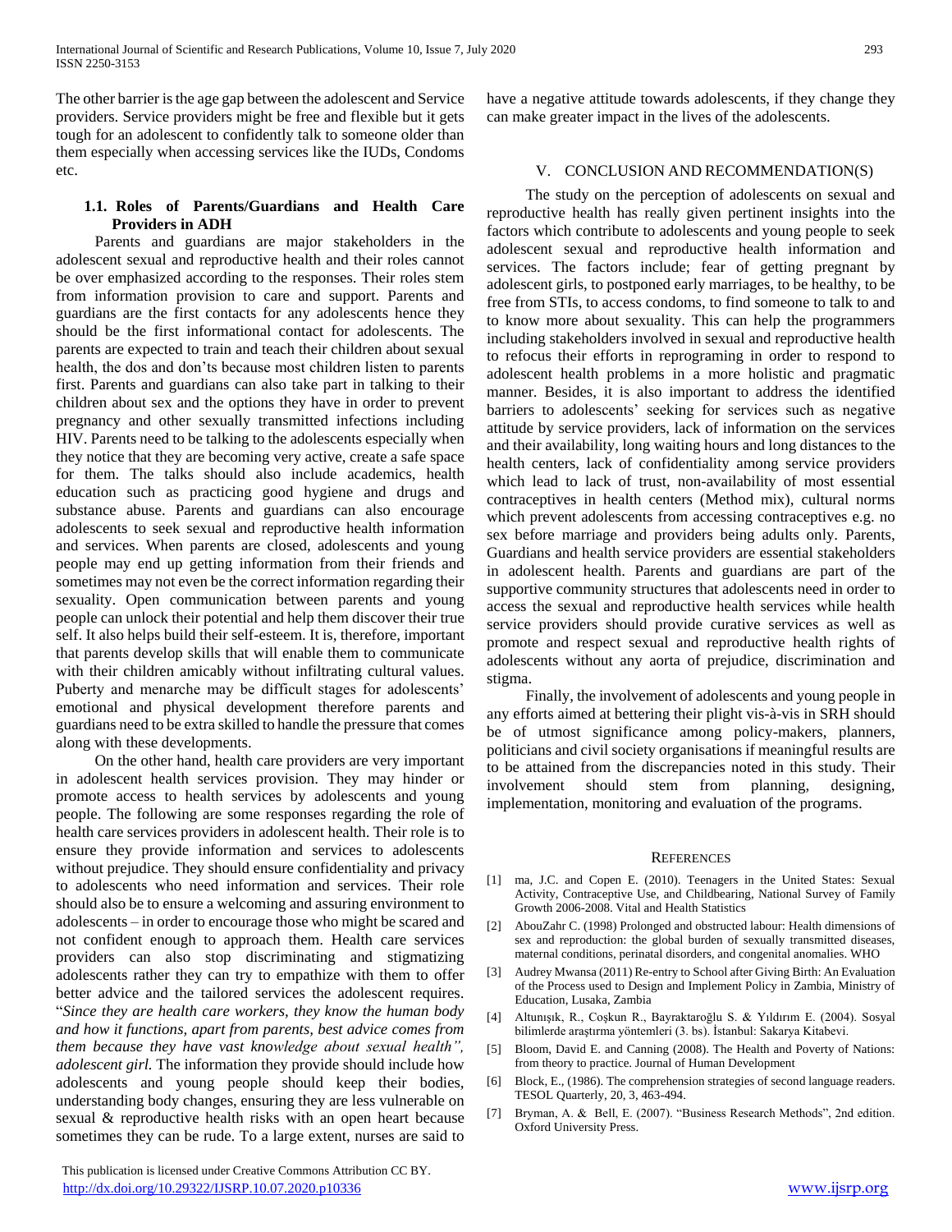The other barrier is the age gap between the adolescent and Service providers. Service providers might be free and flexible but it gets tough for an adolescent to confidently talk to someone older than them especially when accessing services like the IUDs, Condoms etc.

### 1.1. Roles of Parents/Guardians and Health Care Providers in ADH

Parents and guardians are major stakeholders in the adolescent sexual and reproductive health and their roles cannot be over emphasized according to the responses. Their roles stem from information provision to care and support. Parents and guardians are the first contacts for any adolescents hence they should be the first informational contact for adolescents. The parents are expected to train and teach their children about sexual health, the dos and don'ts because most children listen to parents first. Parents and guardians can also take part in talking to their children about sex and the options they have in order to prevent pregnancy and other sexually transmitted infections including HIV. Parents need to be talking to the adolescents especially when they notice that they are becoming very active, create a safe space for them. The talks should also include academics, health education such as practicing good hygiene and drugs and substance abuse. Parents and guardians can also encourage adolescents to seek sexual and reproductive health information and services. When parents are closed, adolescents and young people may end up getting information from their friends and sometimes may not even be the correct information regarding their sexuality. Open communication between parents and young people can unlock their potential and help them discover their true self. It also helps build their self-esteem. It is, therefore, important that parents develop skills that will enable them to communicate with their children amicably without infiltrating cultural values. Puberty and menarche may be difficult stages for adolescents' emotional and physical development therefore parents and guardians need to be extra skilled to handle the pressure that comes along with these developments.

On the other hand, health care providers are very important in adolescent health services provision. They may hinder or promote access to health services by adolescents and young people. The following are some responses regarding the role of health care services providers in adolescent health. Their role is to ensure they provide information and services to adolescents without prejudice. They should ensure confidentiality and privacy to adolescents who need information and services. Their role should also be to ensure a welcoming and assuring environment to adolescents – in order to encourage those who might be scared and not confident enough to approach them. Health care services providers can also stop discriminating and stigmatizing adolescents rather they can try to empathize with them to offer better advice and the tailored services the adolescent requires. "*Since they are health care workers, they know the human body and how it functions, apart from parents, best advice comes from them because they have vast knowledge about sexual health", adolescent girl.* The information they provide should include how adolescents and young people should keep their bodies, understanding body changes, ensuring they are less vulnerable on sexual & reproductive health risks with an open heart because sometimes they can be rude. To a large extent, nurses are said to have a negative attitude towards adolescents, if they change they can make greater impact in the lives of the adolescents.

## V. CONCLUSION AND RECOMMENDATION(S)

The study on the perception of adolescents on sexual and reproductive health has really given pertinent insights into the factors which contribute to adolescents and young people to seek adolescent sexual and reproductive health information and services. The factors include; fear of getting pregnant by adolescent girls, to postponed early marriages, to be healthy, to be free from STIs, to access condoms, to find someone to talk to and to know more about sexuality. This can help the programmers including stakeholders involved in sexual and reproductive health to refocus their efforts in reprograming in order to respond to adolescent health problems in a more holistic and pragmatic manner. Besides, it is also important to address the identified barriers to adolescents' seeking for services such as negative attitude by service providers, lack of information on the services and their availability, long waiting hours and long distances to the health centers, lack of confidentiality among service providers which lead to lack of trust, non-availability of most essential contraceptives in health centers (Method mix), cultural norms which prevent adolescents from accessing contraceptives e.g. no sex before marriage and providers being adults only. Parents, Guardians and health service providers are essential stakeholders in adolescent health. Parents and guardians are part of the supportive community structures that adolescents need in order to access the sexual and reproductive health services while health service providers should provide curative services as well as promote and respect sexual and reproductive health rights of adolescents without any aorta of prejudice, discrimination and stigma.

Finally, the involvement of adolescents and young people in any efforts aimed at bettering their plight vis-à-vis in SRH should be of utmost significance among policy-makers, planners, politicians and civil society organisations if meaningful results are to be attained from the discrepancies noted in this study. Their involvement should stem from planning, designing, implementation, monitoring and evaluation of the programs.

## REFERENCES

[1] ma, J.C. and Copen E. (2010). Teenagers in the United States: Sexual Activity, Contraceptive Use, and Childbearing, National Survey of Family Growth 2006-2008. Vital and Health Statistics

[2] AbouZahr C. (1998) Prolonged and obstructed labour: Health dimensions of sex and reproduction: the global burden of sexually transmitted diseases, maternal conditions, perinatal disorders, and congenital anomalies. WHO

[3] Audrey Mwansa (2011) Re-entry to School after Giving Birth: An Evaluation of the Process used to Design and Implement Policy in Zambia, Ministry of Education, Lusaka, Zambia

[4] Altunışık, R., Coşkun R., Bayraktaroğlu S. & Yıldırım E. (2004). Sosyal bilimlerde araştırma yöntemleri (3. bs). İstanbul: Sakarya Kitabevi.

[5] Bloom, David E. and Canning (2008). The Health and Poverty of Nations: from theory to practice. Journal of Human Development

[6] Block, E., (1986). The comprehension strategies of second language readers. TESOL Quarterly, 20, 3, 463-494.

[7] Bryman, A. & Bell, E. (2007). "Business Research Methods", 2nd edition. Oxford University Press.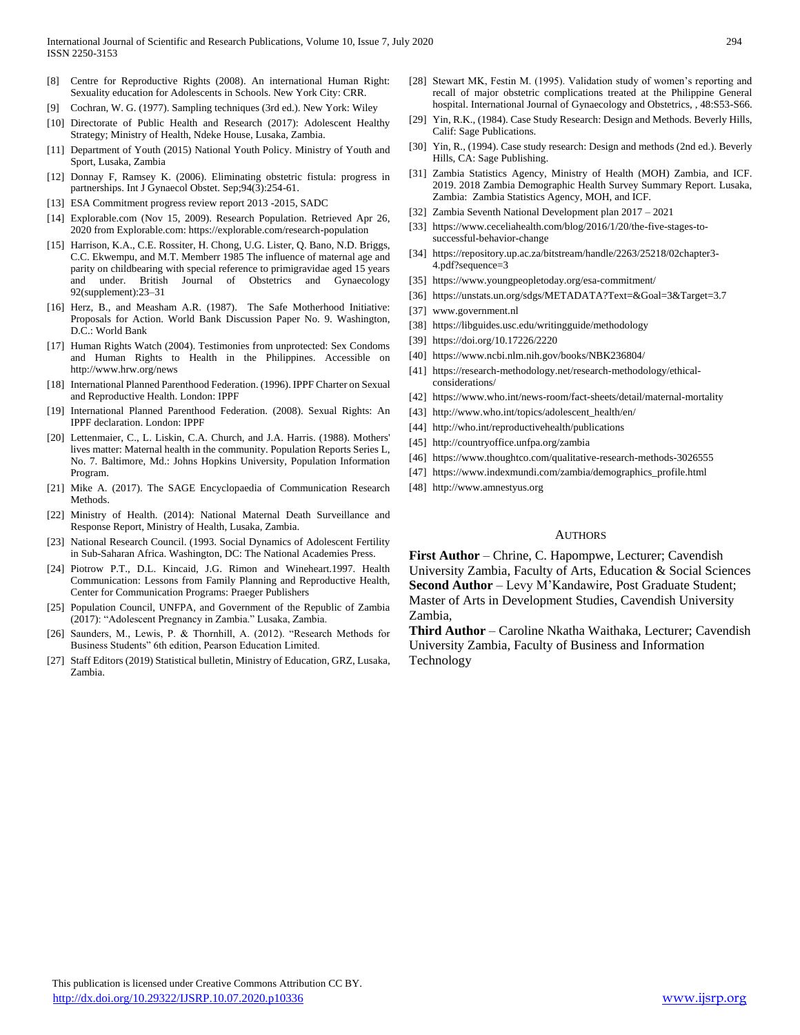[8] Centre for Reproductive Rights (2008). An international Human Right: Sexuality education for Adolescents in Schools. New York City: CRR.

[9] Cochran, W. G. (1977). Sampling techniques (3rd ed.). New York: Wiley

[10] Directorate of Public Health and Research (2017): Adolescent Healthy Strategy; Ministry of Health, Ndeke House, Lusaka, Zambia.

[11] Department of Youth (2015) National Youth Policy. Ministry of Youth and Sport, Lusaka, Zambia

[12] Donnay F, Ramsey K. (2006). Eliminating obstetric fistula: progress in partnerships. Int J Gynaecol Obstet. Sep;94(3):254-61.

[13] ESA Commitment progress review report 2013 -2015, SADC

[14] Explorable.com (Nov 15, 2009). Research Population. Retrieved Apr 26, 2020 from Explorable.com: https://explorable.com/research-population

[15] Harrison, K.A., C.E. Rossiter, H. Chong, U.G. Lister, Q. Bano, N.D. Briggs, C.C. Ekwempu, and M.T. Memberr 1985 The influence of maternal age and parity on childbearing with special reference to primigravidae aged 15 years and under. British Journal of Obstetrics and Gynaecology 92(supplement):23–31

[16] Herz, B., and Measham A.R. (1987). The Safe Motherhood Initiative: Proposals for Action. World Bank Discussion Paper No. 9. Washington, D.C.: World Bank

[17] Human Rights Watch (2004). Testimonies from unprotected: Sex Condoms and Human Rights to Health in the Philippines. Accessible on http://www.hrw.org/news

[18] International Planned Parenthood Federation. (1996). IPPF Charter on Sexual and Reproductive Health. London: IPPF

[19] International Planned Parenthood Federation. (2008). Sexual Rights: An IPPF declaration. London: IPPF

[20] Lettenmaier, C., L. Liskin, C.A. Church, and J.A. Harris. (1988). Mothers' lives matter: Maternal health in the community. Population Reports Series L, No. 7. Baltimore, Md.: Johns Hopkins University, Population Information Program.

[21] Mike A. (2017). The SAGE Encyclopaedia of Communication Research Methods.

[22] Ministry of Health. (2014): National Maternal Death Surveillance and Response Report, Ministry of Health, Lusaka, Zambia.

[23] National Research Council. (1993. Social Dynamics of Adolescent Fertility in Sub-Saharan Africa. Washington, DC: The National Academies Press.

[24] Piotrow P.T., D.L. Kincaid, J.G. Rimon and Wineheart.1997. Health Communication: Lessons from Family Planning and Reproductive Health, Center for Communication Programs: Praeger Publishers

[25] Population Council, UNFPA, and Government of the Republic of Zambia (2017): "Adolescent Pregnancy in Zambia." Lusaka, Zambia.

[26] Saunders, M., Lewis, P. & Thornhill, A. (2012). "Research Methods for Business Students" 6th edition, Pearson Education Limited.

[27] Staff Editors (2019) Statistical bulletin, Ministry of Education, GRZ, Lusaka, Zambia.

[28] Stewart MK, Festin M. (1995). Validation study of women's reporting and recall of major obstetric complications treated at the Philippine General hospital. International Journal of Gynaecology and Obstetrics, , 48:S53-S66.

[29] Yin, R.K., (1984). Case Study Research: Design and Methods. Beverly Hills, Calif: Sage Publications.

[30] Yin, R., (1994). Case study research: Design and methods (2nd ed.). Beverly Hills, CA: Sage Publishing.

[31] Zambia Statistics Agency, Ministry of Health (MOH) Zambia, and ICF. 2019. 2018 Zambia Demographic Health Survey Summary Report. Lusaka, Zambia: Zambia Statistics Agency, MOH, and ICF.

[32] Zambia Seventh National Development plan 2017 – 2021

[33] https://www.ceceliahealth.com/blog/2016/1/20/the-five-stages-to-successful-behavior-change

[34] https://repository.up.ac.za/bitstream/handle/2263/25218/02chapter3-4.pdf?sequence=3

[35] https://www.youngpeopletoday.org/esa-commitment/

[36] https://unstats.un.org/sdgs/METADATA?Text=&Goal=3&Target=3.7

[37] www.government.nl

[38] https://libguides.usc.edu/writingguide/methodology

[39] https://doi.org/10.17226/2220

[40] https://www.ncbi.nlm.nih.gov/books/NBK236804/

[41] https://research-methodology.net/research-methodology/ethical-considerations/

[42] https://www.who.int/news-room/fact-sheets/detail/maternal-mortality

[43] http://www.who.int/topics/adolescent_health/en/

[44] http://who.int/reproductivehealth/publications

[45] http://countryoffice.unfpa.org/zambia

[46] https://www.thoughtco.com/qualitative-research-methods-3026555

[47] https://www.indexmundi.com/zambia/demographics_profile.html

[48] http://www.amnestyus.org

## AUTHORS

**First Author** – Chrine, C. Hapompwe, Lecturer; Cavendish University Zambia, Faculty of Arts, Education & Social Sciences

**Second Author** – Levy M'Kandawire, Post Graduate Student; Master of Arts in Development Studies, Cavendish University Zambia,

**Third Author** – Caroline Nkatha Waithaka, Lecturer; Cavendish University Zambia, Faculty of Business and Information Technology

This publication is licensed under Creative Commons Attribution CC BY.
http://dx.doi.org/10.29322/IJSRP.10.07.2020.p10336 www.ijsrp.org